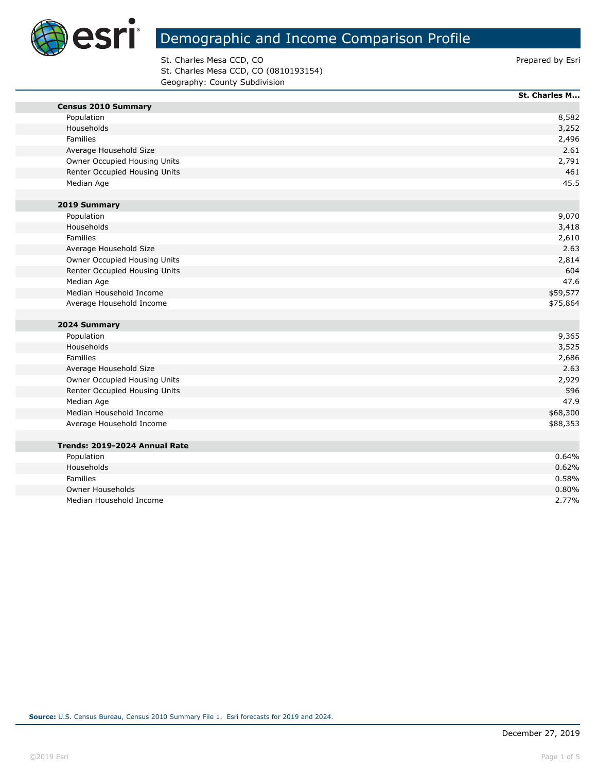# Demographic and Income Comparison Profile

St. Charles Mesa CCD, CO
St. Charles Mesa CCD, CO (0810193154)
Geography: County Subdivision

Prepared by Esri

| | St. Charles M... |
|---|---|
| **Census 2010 Summary** | |
| Population | 8,582 |
| Households | 3,252 |
| Families | 2,496 |
| Average Household Size | 2.61 |
| Owner Occupied Housing Units | 2,791 |
| Renter Occupied Housing Units | 461 |
| Median Age | 45.5 |
| **2019 Summary** | |
| Population | 9,070 |
| Households | 3,418 |
| Families | 2,610 |
| Average Household Size | 2.63 |
| Owner Occupied Housing Units | 2,814 |
| Renter Occupied Housing Units | 604 |
| Median Age | 47.6 |
| Median Household Income | $59,577 |
| Average Household Income | $75,864 |
| **2024 Summary** | |
| Population | 9,365 |
| Households | 3,525 |
| Families | 2,686 |
| Average Household Size | 2.63 |
| Owner Occupied Housing Units | 2,929 |
| Renter Occupied Housing Units | 596 |
| Median Age | 47.9 |
| Median Household Income | $68,300 |
| Average Household Income | $88,353 |
| **Trends: 2019-2024 Annual Rate** | |
| Population | 0.64% |
| Households | 0.62% |
| Families | 0.58% |
| Owner Households | 0.80% |
| Median Household Income | 2.77% |

**Source:** U.S. Census Bureau, Census 2010 Summary File 1. Esri forecasts for 2019 and 2024.

December 27, 2019

©2019 Esri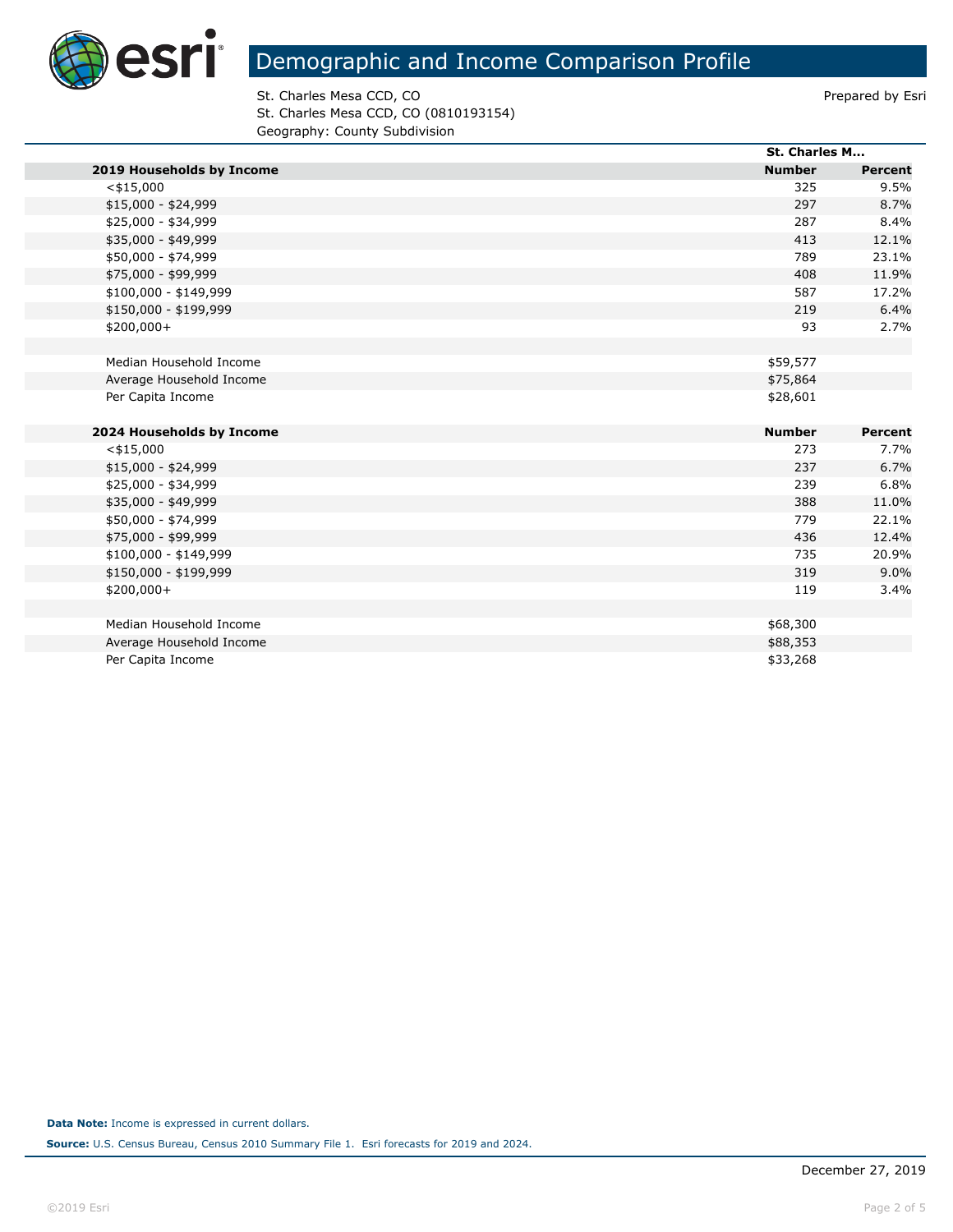# Demographic and Income Comparison Profile

St. Charles Mesa CCD, CO
St. Charles Mesa CCD, CO (0810193154)
Geography: County Subdivision

Prepared by Esri

| | St. Charles M... | |
|---|---|---|
| **2019 Households by Income** | **Number** | **Percent** |
| <$15,000 | 325 | 9.5% |
| $15,000 - $24,999 | 297 | 8.7% |
| $25,000 - $34,999 | 287 | 8.4% |
| $35,000 - $49,999 | 413 | 12.1% |
| $50,000 - $74,999 | 789 | 23.1% |
| $75,000 - $99,999 | 408 | 11.9% |
| $100,000 - $149,999 | 587 | 17.2% |
| $150,000 - $199,999 | 219 | 6.4% |
| $200,000+ | 93 | 2.7% |
| | | |
| Median Household Income | $59,577 | |
| Average Household Income | $75,864 | |
| Per Capita Income | $28,601 | |
| | | |
| **2024 Households by Income** | **Number** | **Percent** |
| <$15,000 | 273 | 7.7% |
| $15,000 - $24,999 | 237 | 6.7% |
| $25,000 - $34,999 | 239 | 6.8% |
| $35,000 - $49,999 | 388 | 11.0% |
| $50,000 - $74,999 | 779 | 22.1% |
| $75,000 - $99,999 | 436 | 12.4% |
| $100,000 - $149,999 | 735 | 20.9% |
| $150,000 - $199,999 | 319 | 9.0% |
| $200,000+ | 119 | 3.4% |
| | | |
| Median Household Income | $68,300 | |
| Average Household Income | $88,353 | |
| Per Capita Income | $33,268 | |

**Data Note:** Income is expressed in current dollars.

**Source:** U.S. Census Bureau, Census 2010 Summary File 1. Esri forecasts for 2019 and 2024.

December 27, 2019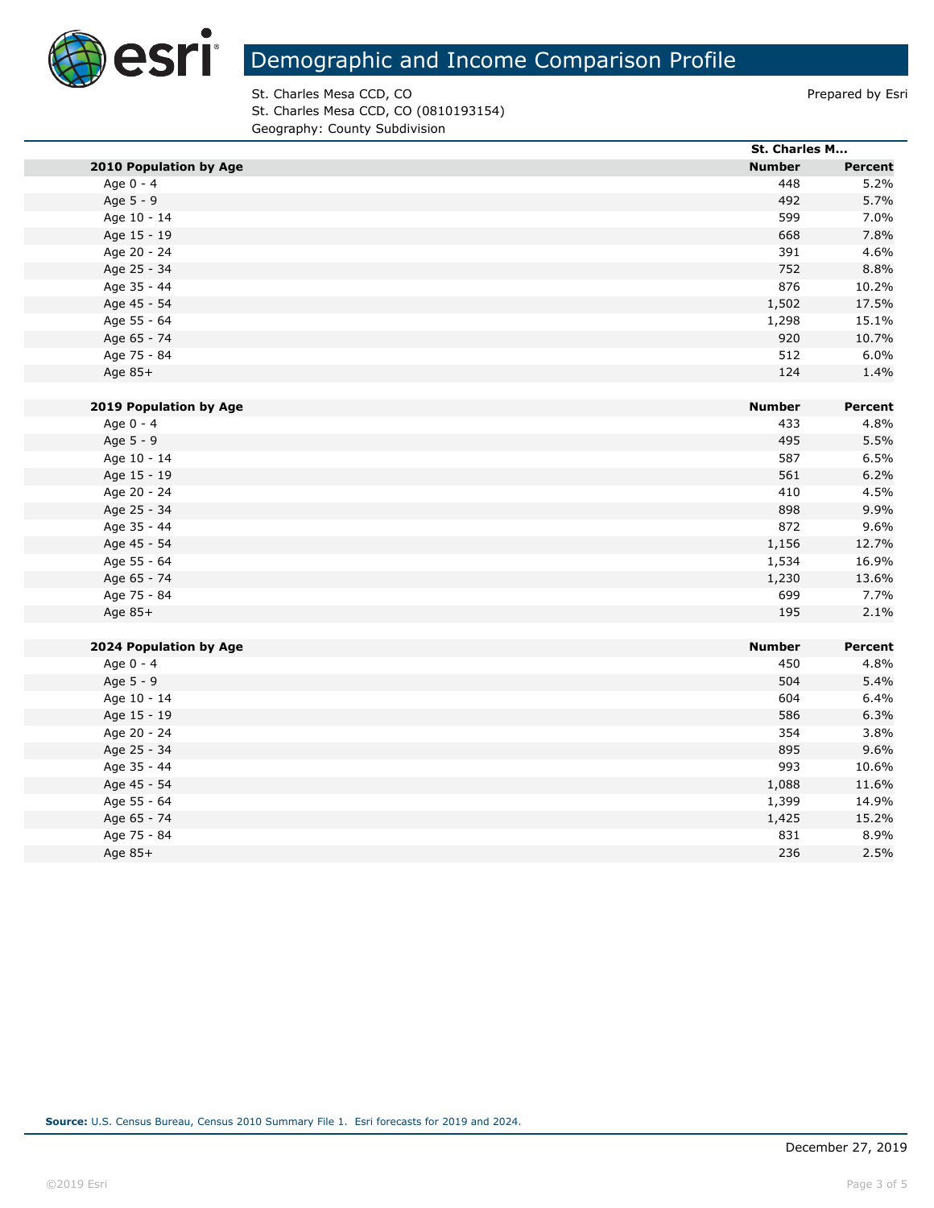# Demographic and Income Comparison Profile

St. Charles Mesa CCD, CO
St. Charles Mesa CCD, CO (0810193154)
Geography: County Subdivision

Prepared by Esri

| | St. Charles M... | |
|---|---|---|
| **2010 Population by Age** | **Number** | **Percent** |
| Age 0 - 4 | 448 | 5.2% |
| Age 5 - 9 | 492 | 5.7% |
| Age 10 - 14 | 599 | 7.0% |
| Age 15 - 19 | 668 | 7.8% |
| Age 20 - 24 | 391 | 4.6% |
| Age 25 - 34 | 752 | 8.8% |
| Age 35 - 44 | 876 | 10.2% |
| Age 45 - 54 | 1,502 | 17.5% |
| Age 55 - 64 | 1,298 | 15.1% |
| Age 65 - 74 | 920 | 10.7% |
| Age 75 - 84 | 512 | 6.0% |
| Age 85+ | 124 | 1.4% |
| | | |
| **2019 Population by Age** | **Number** | **Percent** |
| Age 0 - 4 | 433 | 4.8% |
| Age 5 - 9 | 495 | 5.5% |
| Age 10 - 14 | 587 | 6.5% |
| Age 15 - 19 | 561 | 6.2% |
| Age 20 - 24 | 410 | 4.5% |
| Age 25 - 34 | 898 | 9.9% |
| Age 35 - 44 | 872 | 9.6% |
| Age 45 - 54 | 1,156 | 12.7% |
| Age 55 - 64 | 1,534 | 16.9% |
| Age 65 - 74 | 1,230 | 13.6% |
| Age 75 - 84 | 699 | 7.7% |
| Age 85+ | 195 | 2.1% |
| | | |
| **2024 Population by Age** | **Number** | **Percent** |
| Age 0 - 4 | 450 | 4.8% |
| Age 5 - 9 | 504 | 5.4% |
| Age 10 - 14 | 604 | 6.4% |
| Age 15 - 19 | 586 | 6.3% |
| Age 20 - 24 | 354 | 3.8% |
| Age 25 - 34 | 895 | 9.6% |
| Age 35 - 44 | 993 | 10.6% |
| Age 45 - 54 | 1,088 | 11.6% |
| Age 55 - 64 | 1,399 | 14.9% |
| Age 65 - 74 | 1,425 | 15.2% |
| Age 75 - 84 | 831 | 8.9% |
| Age 85+ | 236 | 2.5% |

**Source:** U.S. Census Bureau, Census 2010 Summary File 1. Esri forecasts for 2019 and 2024.

December 27, 2019

©2019 Esri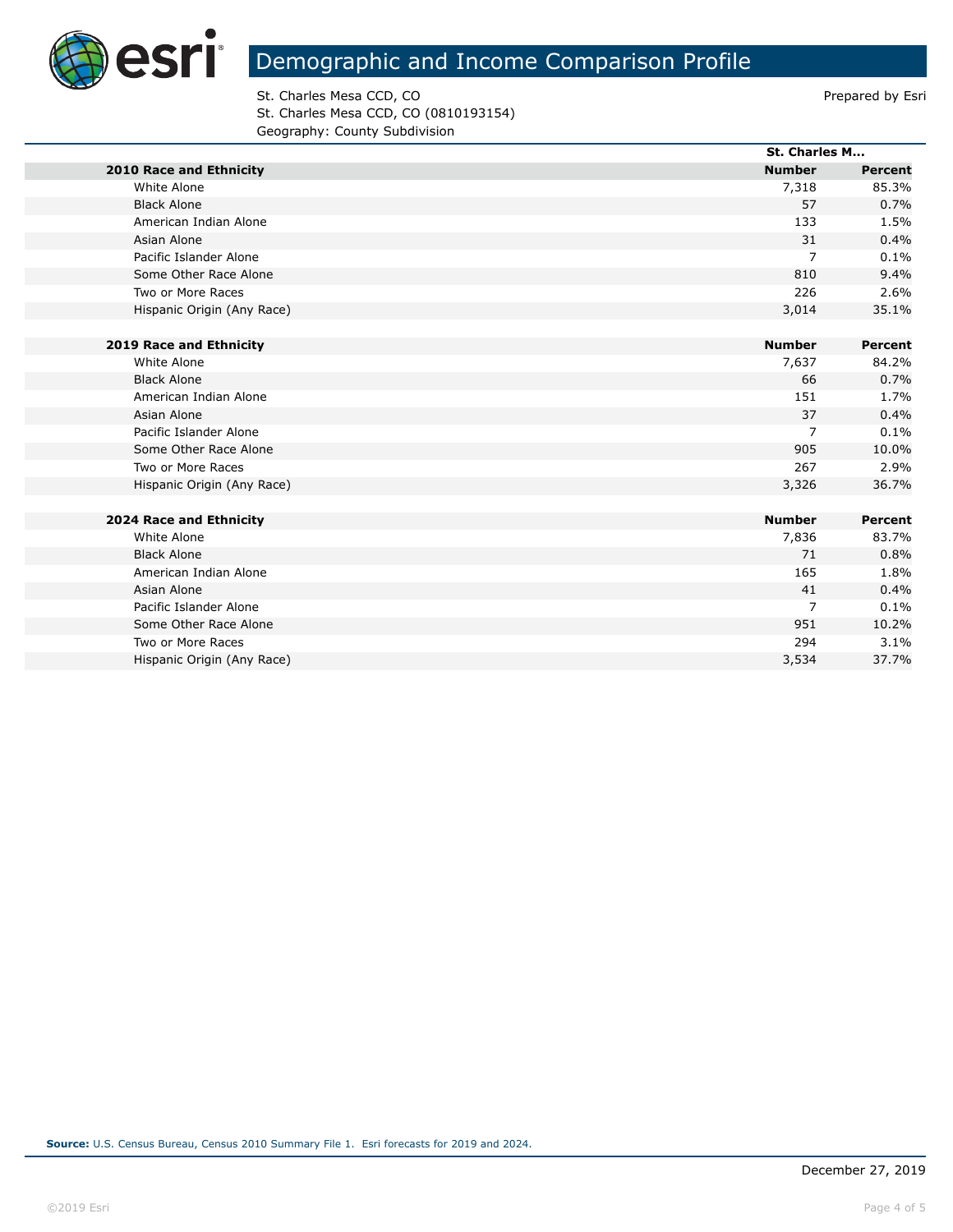# Demographic and Income Comparison Profile

St. Charles Mesa CCD, CO
St. Charles Mesa CCD, CO (0810193154)
Geography: County Subdivision

Prepared by Esri

| | St. Charles M... | |
|---|---|---|
| **2010 Race and Ethnicity** | **Number** | **Percent** |
| White Alone | 7,318 | 85.3% |
| Black Alone | 57 | 0.7% |
| American Indian Alone | 133 | 1.5% |
| Asian Alone | 31 | 0.4% |
| Pacific Islander Alone | 7 | 0.1% |
| Some Other Race Alone | 810 | 9.4% |
| Two or More Races | 226 | 2.6% |
| Hispanic Origin (Any Race) | 3,014 | 35.1% |
| | | |
| **2019 Race and Ethnicity** | **Number** | **Percent** |
| White Alone | 7,637 | 84.2% |
| Black Alone | 66 | 0.7% |
| American Indian Alone | 151 | 1.7% |
| Asian Alone | 37 | 0.4% |
| Pacific Islander Alone | 7 | 0.1% |
| Some Other Race Alone | 905 | 10.0% |
| Two or More Races | 267 | 2.9% |
| Hispanic Origin (Any Race) | 3,326 | 36.7% |
| | | |
| **2024 Race and Ethnicity** | **Number** | **Percent** |
| White Alone | 7,836 | 83.7% |
| Black Alone | 71 | 0.8% |
| American Indian Alone | 165 | 1.8% |
| Asian Alone | 41 | 0.4% |
| Pacific Islander Alone | 7 | 0.1% |
| Some Other Race Alone | 951 | 10.2% |
| Two or More Races | 294 | 3.1% |
| Hispanic Origin (Any Race) | 3,534 | 37.7% |

**Source:** U.S. Census Bureau, Census 2010 Summary File 1. Esri forecasts for 2019 and 2024.

December 27, 2019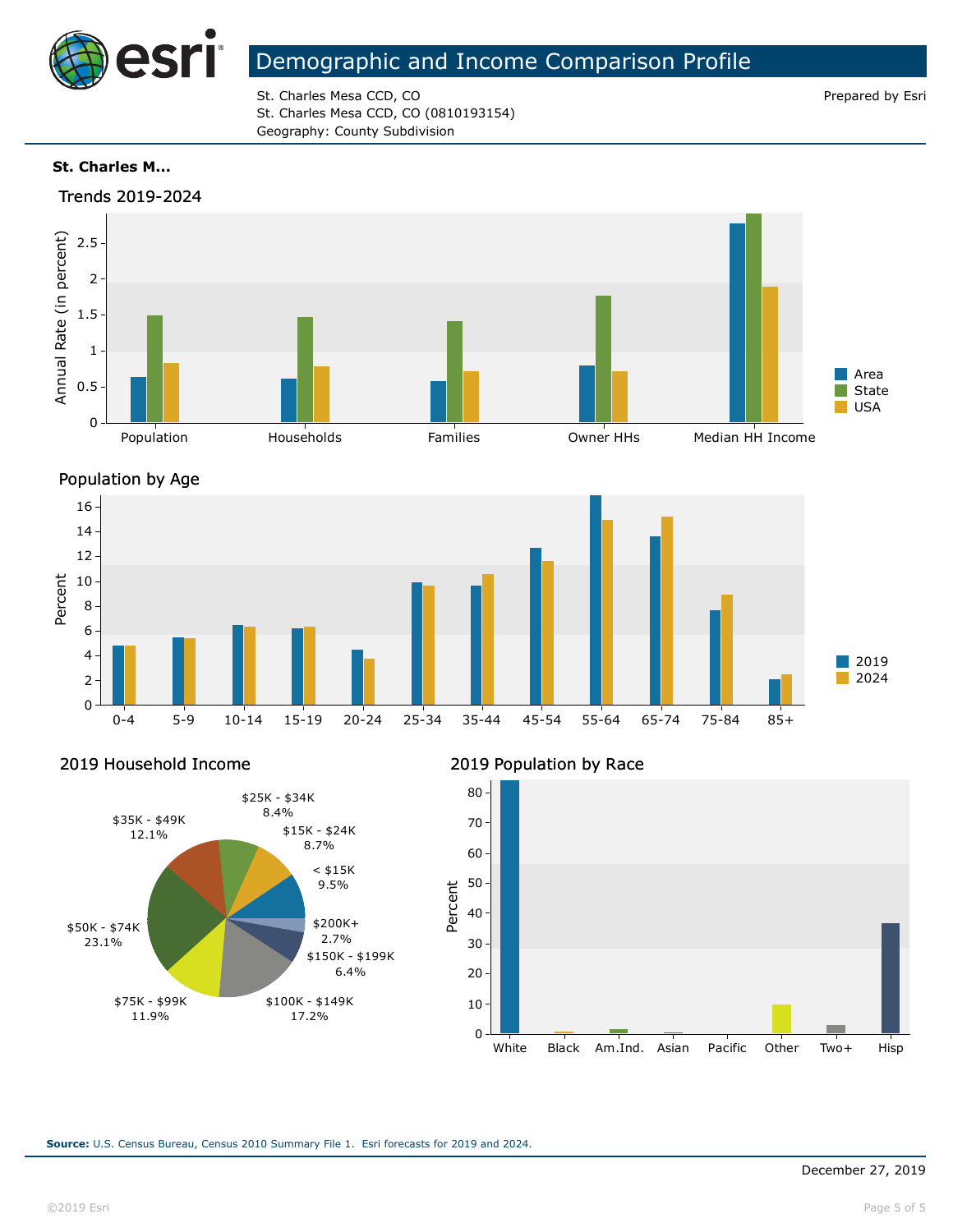# Demographic and Income Comparison Profile

St. Charles Mesa CCD, CO
St. Charles Mesa CCD, CO (0810193154)
Geography: County Subdivision

Prepared by Esri

**St. Charles M...**

## Trends 2019-2024

Annual Rate (in percent)

2.5
2
1.5
1
0.5
0

Population
Households
Families
Owner HHs
Median HH Income

Area
State
USA

## Population by Age

Percent

16
14
12
10
8
6
4
2
0

0-4
5-9
10-14
15-19
20-24
25-34
35-44
45-54
55-64
65-74
75-84
85+

2019
2024

## 2019 Household Income

$25K - $34K
8.4%

$35K - $49K
12.1%

$15K - $24K
8.7%

< $15K
9.5%

$50K - $74K
23.1%

$200K+
2.7%

$150K - $199K
6.4%

$75K - $99K
11.9%

$100K - $149K
17.2%

## 2019 Population by Race

Percent

80
70
60
50
40
30
20
10
0

White
Black
Am.Ind.
Asian
Pacific
Other
Two+
Hisp

**Source:** U.S. Census Bureau, Census 2010 Summary File 1. Esri forecasts for 2019 and 2024.

December 27, 2019